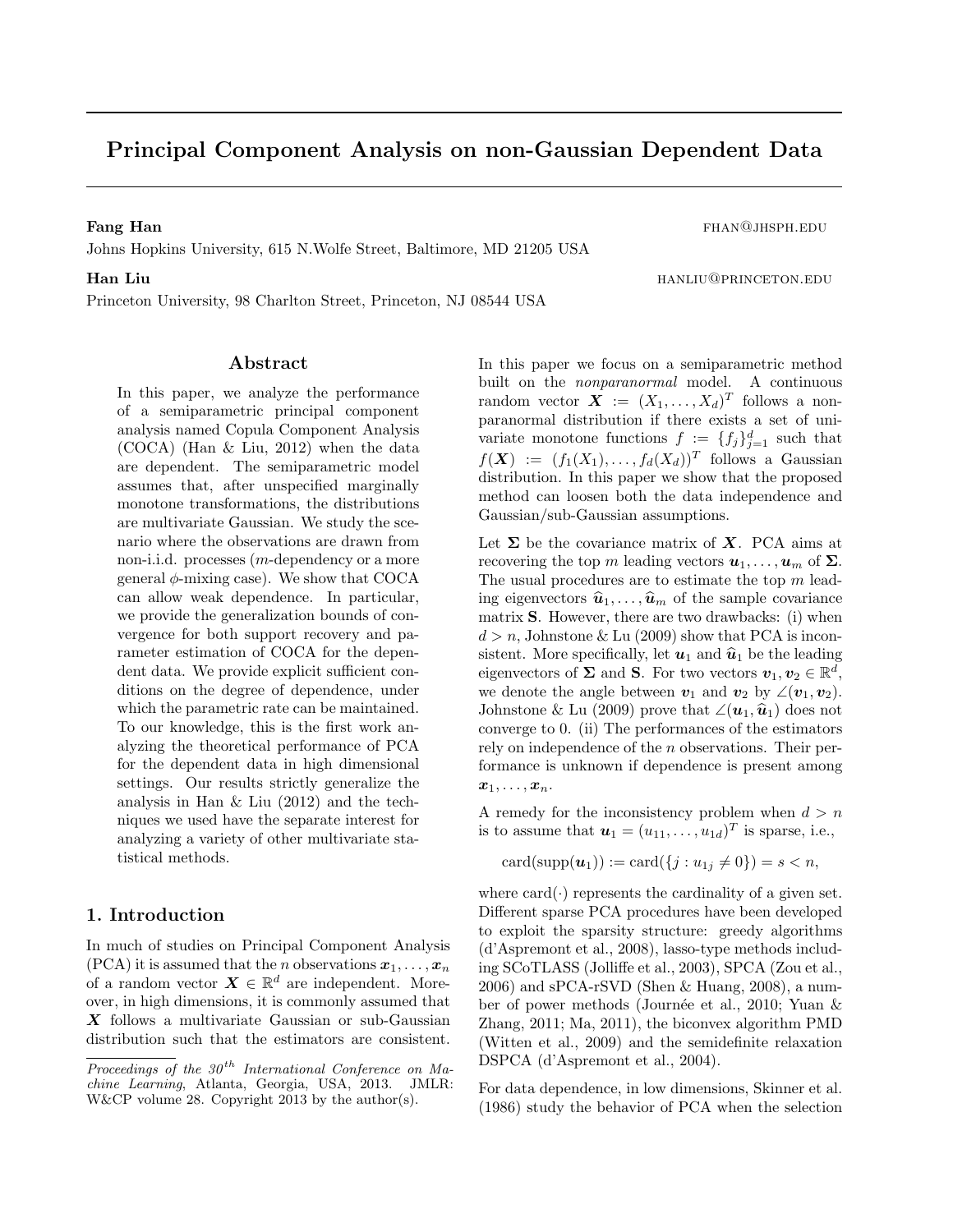# Principal Component Analysis on non-Gaussian Dependent Data

**Fang Han** FHAN@JHSPH.EDU

Johns Hopkins University, 615 N.Wolfe Street, Baltimore, MD 21205 USA

**Han Liu** HANLIU@PRINCETON.EDU

Princeton University, 98 Charlton Street, Princeton, NJ 08544 USA

## Abstract

In this paper, we analyze the performance of a semiparametric principal component analysis named Copula Component Analysis (COCA) (Han & Liu, 2012) when the data are dependent. The semiparametric model assumes that, after unspecified marginally monotone transformations, the distributions are multivariate Gaussian. We study the scenario where the observations are drawn from non-i.i.d. processes ($m$-dependency or a more general $\phi$-mixing case). We show that COCA can allow weak dependence. In particular, we provide the generalization bounds of convergence for both support recovery and parameter estimation of COCA for the dependent data. We provide explicit sufficient conditions on the degree of dependence, under which the parametric rate can be maintained. To our knowledge, this is the first work analyzing the theoretical performance of PCA for the dependent data in high dimensional settings. Our results strictly generalize the analysis in Han & Liu (2012) and the techniques we used have the separate interest for analyzing a variety of other multivariate statistical methods.

## 1. Introduction

In much of studies on Principal Component Analysis (PCA) it is assumed that the $n$ observations $\boldsymbol{x}_1, \ldots, \boldsymbol{x}_n$ of a random vector $\boldsymbol{X} \in \mathbb{R}^d$ are independent. Moreover, in high dimensions, it is commonly assumed that $\boldsymbol{X}$ follows a multivariate Gaussian or sub-Gaussian distribution such that the estimators are consistent.

*Proceedings of the 30th International Conference on Machine Learning*, Atlanta, Georgia, USA, 2013. JMLR: W&CP volume 28. Copyright 2013 by the author(s).

In this paper we focus on a semiparametric method built on the *nonparanormal* model. A continuous random vector $\boldsymbol{X} := (X_1, \ldots, X_d)^T$ follows a nonparanormal distribution if there exists a set of univariate monotone functions $f := \{f_j\}_{j=1}^d$ such that $f(\boldsymbol{X}) := (f_1(X_1), \ldots, f_d(X_d))^T$ follows a Gaussian distribution. In this paper we show that the proposed method can loosen both the data independence and Gaussian/sub-Gaussian assumptions.

Let $\boldsymbol{\Sigma}$ be the covariance matrix of $\boldsymbol{X}$. PCA aims at recovering the top $m$ leading vectors $\boldsymbol{u}_1, \ldots, \boldsymbol{u}_m$ of $\boldsymbol{\Sigma}$. The usual procedures are to estimate the top $m$ leading eigenvectors $\widehat{\boldsymbol{u}}_1, \ldots, \widehat{\boldsymbol{u}}_m$ of the sample covariance matrix $\mathbf{S}$. However, there are two drawbacks: (i) when $d > n$, Johnstone & Lu (2009) show that PCA is inconsistent. More specifically, let $\boldsymbol{u}_1$ and $\widehat{\boldsymbol{u}}_1$ be the leading eigenvectors of $\boldsymbol{\Sigma}$ and $\mathbf{S}$. For two vectors $\boldsymbol{v}_1, \boldsymbol{v}_2 \in \mathbb{R}^d$, we denote the angle between $\boldsymbol{v}_1$ and $\boldsymbol{v}_2$ by $\angle(\boldsymbol{v}_1, \boldsymbol{v}_2)$. Johnstone & Lu (2009) prove that $\angle(\boldsymbol{u}_1, \widehat{\boldsymbol{u}}_1)$ does not converge to 0. (ii) The performances of the estimators rely on independence of the $n$ observations. Their performance is unknown if dependence is present among $\boldsymbol{x}_1, \ldots, \boldsymbol{x}_n$.

A remedy for the inconsistency problem when $d > n$ is to assume that $\boldsymbol{u}_1 = (u_{11}, \ldots, u_{1d})^T$ is sparse, i.e.,

$$\text{card}(\text{supp}(\boldsymbol{u}_1)) := \text{card}(\{j : u_{1j} \neq 0\}) = s < n,$$

where card($\cdot$) represents the cardinality of a given set. Different sparse PCA procedures have been developed to exploit the sparsity structure: greedy algorithms (d'Aspremont et al., 2008), lasso-type methods including SCoTLASS (Jolliffe et al., 2003), SPCA (Zou et al., 2006) and sPCA-rSVD (Shen & Huang, 2008), a number of power methods (Journée et al., 2010; Yuan & Zhang, 2011; Ma, 2011), the biconvex algorithm PMD (Witten et al., 2009) and the semidefinite relaxation DSPCA (d'Aspremont et al., 2004).

For data dependence, in low dimensions, Skinner et al. (1986) study the behavior of PCA when the selection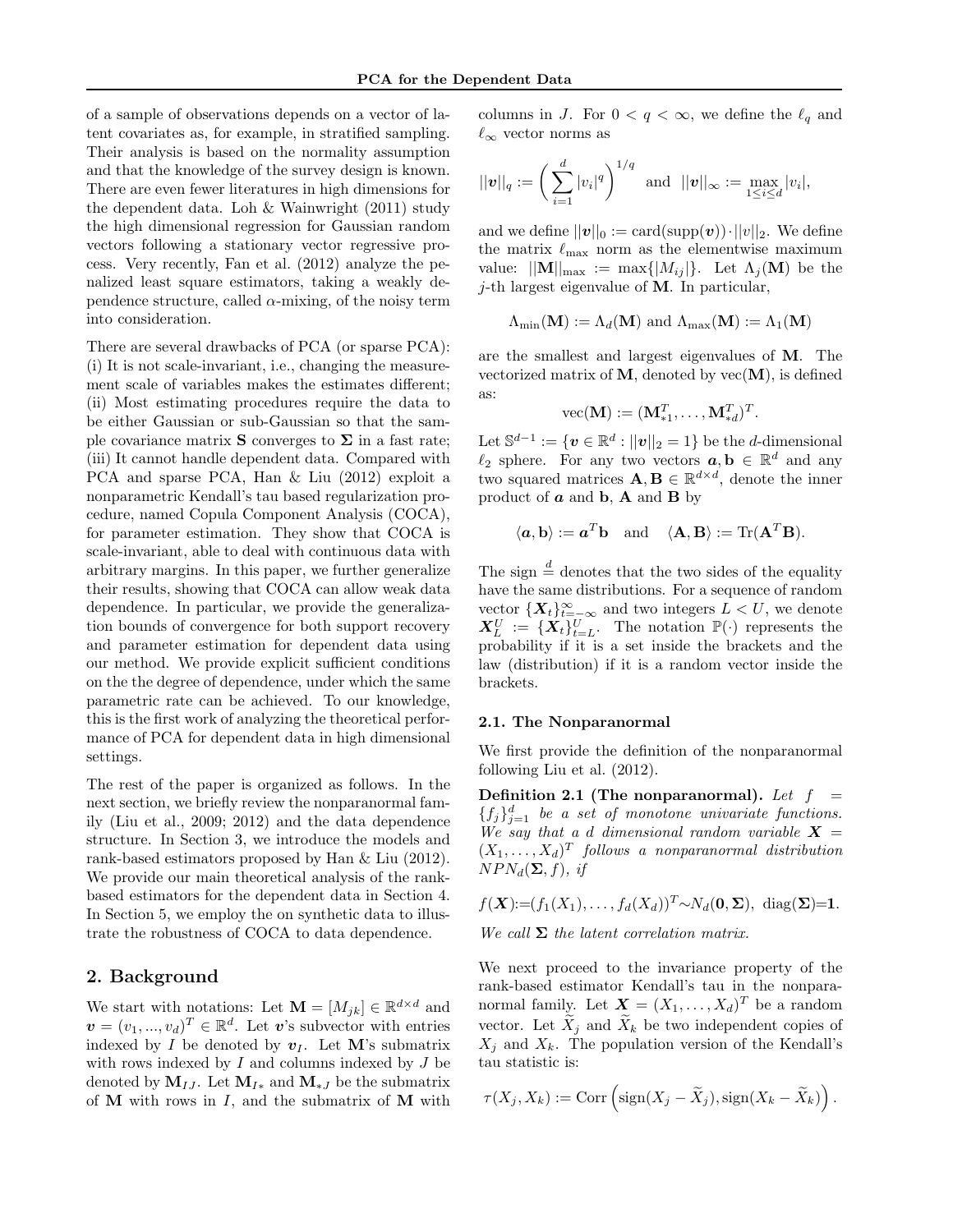of a sample of observations depends on a vector of latent covariates as, for example, in stratified sampling. Their analysis is based on the normality assumption and that the knowledge of the survey design is known. There are even fewer literatures in high dimensions for the dependent data. Loh & Wainwright (2011) study the high dimensional regression for Gaussian random vectors following a stationary vector regressive process. Very recently, Fan et al. (2012) analyze the penalized least square estimators, taking a weakly dependence structure, called $\alpha$-mixing, of the noisy term into consideration.

There are several drawbacks of PCA (or sparse PCA): (i) It is not scale-invariant, i.e., changing the measurement scale of variables makes the estimates different; (ii) Most estimating procedures require the data to be either Gaussian or sub-Gaussian so that the sample covariance matrix $\mathbf{S}$ converges to $\mathbf{\Sigma}$ in a fast rate; (iii) It cannot handle dependent data. Compared with PCA and sparse PCA, Han & Liu (2012) exploit a nonparametric Kendall's tau based regularization procedure, named Copula Component Analysis (COCA), for parameter estimation. They show that COCA is scale-invariant, able to deal with continuous data with arbitrary margins. In this paper, we further generalize their results, showing that COCA can allow weak data dependence. In particular, we provide the generalization bounds of convergence for both support recovery and parameter estimation for dependent data using our method. We provide explicit sufficient conditions on the the degree of dependence, under which the same parametric rate can be achieved. To our knowledge, this is the first work of analyzing the theoretical performance of PCA for dependent data in high dimensional settings.

The rest of the paper is organized as follows. In the next section, we briefly review the nonparanormal family (Liu et al., 2009; 2012) and the data dependence structure. In Section 3, we introduce the models and rank-based estimators proposed by Han & Liu (2012). We provide our main theoretical analysis of the rank-based estimators for the dependent data in Section 4. In Section 5, we employ the on synthetic data to illustrate the robustness of COCA to data dependence.

## 2. Background

We start with notations: Let $\mathbf{M} = [M_{jk}] \in \mathbb{R}^{d\times d}$ and $\boldsymbol{v} = (v_1, ..., v_d)^T \in \mathbb{R}^d$. Let $\boldsymbol{v}$'s subvector with entries indexed by $I$ be denoted by $\boldsymbol{v}_I$. Let $\mathbf{M}$'s submatrix with rows indexed by $I$ and columns indexed by $J$ be denoted by $\mathbf{M}_{IJ}$. Let $\mathbf{M}_{I*}$ and $\mathbf{M}_{*J}$ be the submatrix of $\mathbf{M}$ with rows in $I$, and the submatrix of $\mathbf{M}$ with columns in $J$. For $0 < q < \infty$, we define the $\ell_q$ and $\ell_\infty$ vector norms as

$$||\boldsymbol{v}||_q := \left(\sum_{i=1}^d |v_i|^q\right)^{1/q} \text{ and } ||\boldsymbol{v}||_\infty := \max_{1\leq i\leq d} |v_i|,$$

and we define $||\boldsymbol{v}||_0 := \text{card}(\text{supp}(\boldsymbol{v}))\cdot||v||_2$. We define the matrix $\ell_{\max}$ norm as the elementwise maximum value: $||\mathbf{M}||_{\max} := \max\{|M_{ij}|\}$. Let $\Lambda_j(\mathbf{M})$ be the $j$-th largest eigenvalue of $\mathbf{M}$. In particular,

$$\Lambda_{\min}(\mathbf{M}) := \Lambda_d(\mathbf{M}) \text{ and } \Lambda_{\max}(\mathbf{M}) := \Lambda_1(\mathbf{M})$$

are the smallest and largest eigenvalues of $\mathbf{M}$. The vectorized matrix of $\mathbf{M}$, denoted by $\text{vec}(\mathbf{M})$, is defined as:

$$\text{vec}(\mathbf{M}) := (\mathbf{M}_{*1}^T, \ldots, \mathbf{M}_{*d}^T)^T.$$

Let $\mathbb{S}^{d-1} := \{\boldsymbol{v} \in \mathbb{R}^d : ||\boldsymbol{v}||_2 = 1\}$ be the $d$-dimensional $\ell_2$ sphere. For any two vectors $\boldsymbol{a}, \mathbf{b} \in \mathbb{R}^d$ and any two squared matrices $\mathbf{A}, \mathbf{B} \in \mathbb{R}^{d\times d}$, denote the inner product of $\boldsymbol{a}$ and $\mathbf{b}$, $\mathbf{A}$ and $\mathbf{B}$ by

$$\langle \boldsymbol{a}, \mathbf{b}\rangle := \boldsymbol{a}^T\mathbf{b} \quad \text{and} \quad \langle \mathbf{A}, \mathbf{B}\rangle := \text{Tr}(\mathbf{A}^T\mathbf{B}).$$

The sign $\stackrel{d}{=}$ denotes that the two sides of the equality have the same distributions. For a sequence of random vector $\{\boldsymbol{X}_t\}_{t=-\infty}^{\infty}$ and two integers $L < U$, we denote $\boldsymbol{X}_L^U := \{\boldsymbol{X}_t\}_{t=L}^U$. The notation $\mathbb{P}(\cdot)$ represents the probability if it is a set inside the brackets and the law (distribution) if it is a random vector inside the brackets.

### 2.1. The Nonparanormal

We first provide the definition of the nonparanormal following Liu et al. (2012).

**Definition 2.1 (The nonparanormal).** *Let $f = \{f_j\}_{j=1}^d$ be a set of monotone univariate functions. We say that a $d$ dimensional random variable $\boldsymbol{X} = (X_1, \ldots, X_d)^T$ follows a nonparanormal distribution $NPN_d(\mathbf{\Sigma}, f)$, if*

$$f(\boldsymbol{X}) := (f_1(X_1), \ldots, f_d(X_d))^T \sim N_d(\mathbf{0}, \mathbf{\Sigma}), \ \text{diag}(\mathbf{\Sigma}) = \mathbf{1}.$$

*We call $\mathbf{\Sigma}$ the latent correlation matrix.*

We next proceed to the invariance property of the rank-based estimator Kendall's tau in the nonparanormal family. Let $\boldsymbol{X} = (X_1, \ldots, X_d)^T$ be a random vector. Let $\widetilde{X}_j$ and $\widetilde{X}_k$ be two independent copies of $X_j$ and $X_k$. The population version of the Kendall's tau statistic is:

$$\tau(X_j, X_k) := \text{Corr}\left(\text{sign}(X_j - \widetilde{X}_j), \text{sign}(X_k - \widetilde{X}_k)\right).$$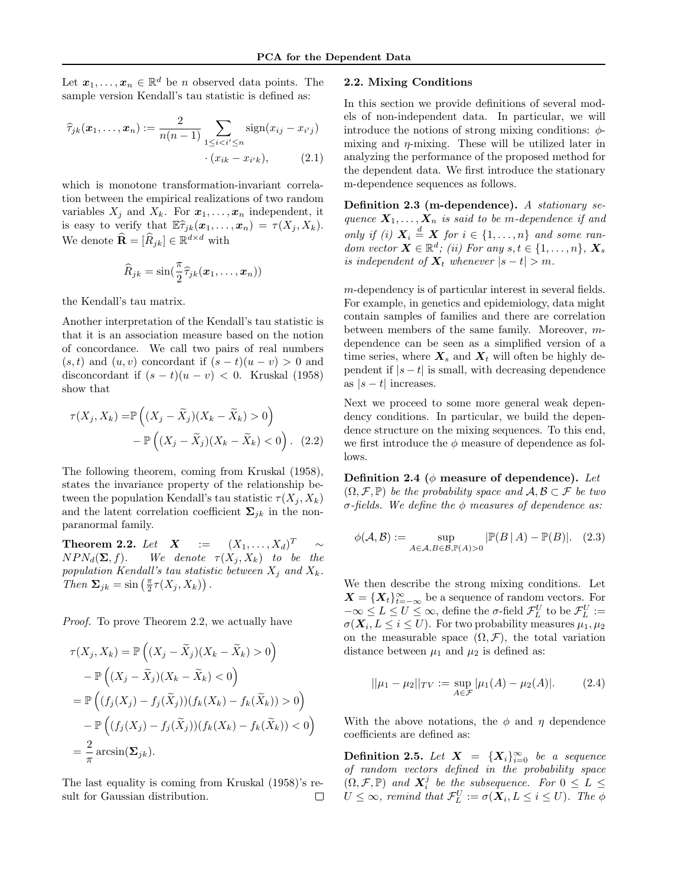Let $\boldsymbol{x}_1, \ldots, \boldsymbol{x}_n \in \mathbb{R}^d$ be $n$ observed data points. The sample version Kendall's tau statistic is defined as:

$$
\widehat{\tau}_{jk}(\boldsymbol{x}_1, \ldots, \boldsymbol{x}_n) := \frac{2}{n(n-1)} \sum_{1 \le i < i' \le n} \operatorname{sign}(x_{ij} - x_{i'j}) \cdot (x_{ik} - x_{i'k}), \tag{2.1}
$$

which is monotone transformation-invariant correlation between the empirical realizations of two random variables $X_j$ and $X_k$. For $\boldsymbol{x}_1, \ldots, \boldsymbol{x}_n$ independent, it is easy to verify that $\mathbb{E}\widehat{\tau}_{jk}(\boldsymbol{x}_1, \ldots, \boldsymbol{x}_n) = \tau(X_j, X_k)$. We denote $\widehat{\mathbf{R}} = [\widehat{R}_{jk}] \in \mathbb{R}^{d \times d}$ with

$$
\widehat{R}_{jk} = \sin(\frac{\pi}{2} \widehat{\tau}_{jk}(\boldsymbol{x}_1, \ldots, \boldsymbol{x}_n))
$$

the Kendall's tau matrix.

Another interpretation of the Kendall's tau statistic is that it is an association measure based on the notion of concordance. We call two pairs of real numbers $(s, t)$ and $(u, v)$ concordant if $(s-t)(u-v) > 0$ and disconcordant if $(s-t)(u-v) < 0$. Kruskal (1958) show that

$$
\tau(X_j, X_k) = \mathbb{P}\left((X_j - \widetilde{X}_j)(X_k - \widetilde{X}_k) > 0\right) - \mathbb{P}\left((X_j - \widetilde{X}_j)(X_k - \widetilde{X}_k) < 0\right). \tag{2.2}
$$

The following theorem, coming from Kruskal (1958), states the invariance property of the relationship between the population Kendall's tau statistic $\tau(X_j, X_k)$ and the latent correlation coefficient $\boldsymbol{\Sigma}_{jk}$ in the nonparanormal family.

**Theorem 2.2.** *Let $\boldsymbol{X} := (X_1, \ldots, X_d)^T \sim NPN_d(\boldsymbol{\Sigma}, f)$. We denote $\tau(X_j, X_k)$ to be the population Kendall's tau statistic between $X_j$ and $X_k$. Then $\boldsymbol{\Sigma}_{jk} = \sin\left(\frac{\pi}{2}\tau(X_j, X_k)\right)$.*

*Proof.* To prove Theorem 2.2, we actually have

$$
\begin{aligned}
\tau(X_j, X_k) &= \mathbb{P}\left((X_j - \widetilde{X}_j)(X_k - \widetilde{X}_k) > 0\right) \\
&\quad - \mathbb{P}\left((X_j - \widetilde{X}_j)(X_k - \widetilde{X}_k) < 0\right) \\
&= \mathbb{P}\left((f_j(X_j) - f_j(\widetilde{X}_j))(f_k(X_k) - f_k(\widetilde{X}_k)) > 0\right) \\
&\quad - \mathbb{P}\left((f_j(X_j) - f_j(\widetilde{X}_j))(f_k(X_k) - f_k(\widetilde{X}_k)) < 0\right) \\
&= \frac{2}{\pi} \arcsin(\boldsymbol{\Sigma}_{jk}).
\end{aligned}
$$

The last equality is coming from Kruskal (1958)'s result for Gaussian distribution. $\square$

## 2.2. Mixing Conditions

In this section we provide definitions of several models of non-independent data. In particular, we will introduce the notions of strong mixing conditions: $\phi$-mixing and $\eta$-mixing. These will be utilized later in analyzing the performance of the proposed method for the dependent data. We first introduce the stationary m-dependence sequences as follows.

**Definition 2.3 (m-dependence).** *A stationary sequence $\boldsymbol{X}_1, \ldots, \boldsymbol{X}_n$ is said to be m-dependence if and only if (i) $\boldsymbol{X}_i \overset{d}{=} \boldsymbol{X}$ for $i \in \{1, \ldots, n\}$ and some random vector $\boldsymbol{X} \in \mathbb{R}^d$; (ii) For any $s, t \in \{1, \ldots, n\}$, $\boldsymbol{X}_s$ is independent of $\boldsymbol{X}_t$ whenever $|s - t| > m$.*

$m$-dependency is of particular interest in several fields. For example, in genetics and epidemiology, data might contain samples of families and there are correlation between members of the same family. Moreover, $m$-dependence can be seen as a simplified version of a time series, where $\boldsymbol{X}_s$ and $\boldsymbol{X}_t$ will often be highly dependent if $|s - t|$ is small, with decreasing dependence as $|s - t|$ increases.

Next we proceed to some more general weak dependency conditions. In particular, we build the dependence structure on the mixing sequences. To this end, we first introduce the $\phi$ measure of dependence as follows.

**Definition 2.4 ($\phi$ measure of dependence).** *Let $(\Omega, \mathcal{F}, \mathbb{P})$ be the probability space and $\mathcal{A}, \mathcal{B} \subset \mathcal{F}$ be two $\sigma$-fields. We define the $\phi$ measures of dependence as:*

$$
\phi(\mathcal{A}, \mathcal{B}) := \sup_{A \in \mathcal{A}, B \in \mathcal{B}, \mathbb{P}(A) > 0} |\mathbb{P}(B \mid A) - \mathbb{P}(B)|. \tag{2.3}
$$

We then describe the strong mixing conditions. Let $\boldsymbol{X} = \{\boldsymbol{X}_t\}_{t=-\infty}^{\infty}$ be a sequence of random vectors. For $-\infty \le L \le U \le \infty$, define the $\sigma$-field $\mathcal{F}_L^U$ to be $\mathcal{F}_L^U := \sigma(\boldsymbol{X}_i, L \le i \le U)$. For two probability measures $\mu_1, \mu_2$ on the measurable space $(\Omega, \mathcal{F})$, the total variation distance between $\mu_1$ and $\mu_2$ is defined as:

$$
||\mu_1 - \mu_2||_{TV} := \sup_{A \in \mathcal{F}} |\mu_1(A) - \mu_2(A)|. \tag{2.4}
$$

With the above notations, the $\phi$ and $\eta$ dependence coefficients are defined as:

**Definition 2.5.** *Let $\boldsymbol{X} = \{\boldsymbol{X}_i\}_{i=0}^{\infty}$ be a sequence of random vectors defined in the probability space $(\Omega, \mathcal{F}, \mathbb{P})$ and $\boldsymbol{X}_i^j$ be the subsequence. For $0 \le L \le U \le \infty$, remind that $\mathcal{F}_L^U := \sigma(\boldsymbol{X}_i, L \le i \le U)$. The $\phi$*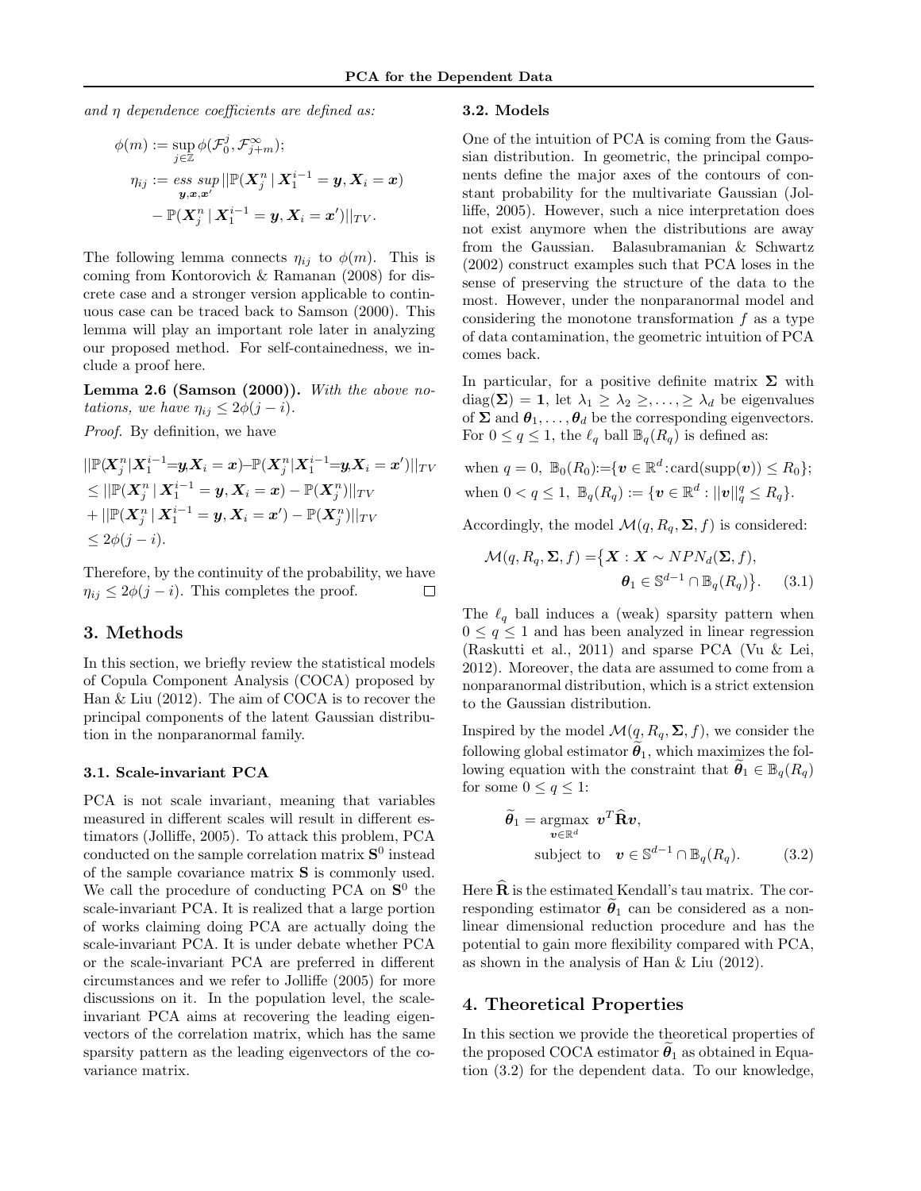*and $\eta$ dependence coefficients are defined as:*

$$\phi(m) := \sup_{j \in \mathbb{Z}} \phi(\mathcal{F}_0^j, \mathcal{F}_{j+m}^{\infty});$$

$$\eta_{ij} := \mathop{ess\ sup}_{\boldsymbol{y},\boldsymbol{x},\boldsymbol{x}'} ||\mathbb{P}(\boldsymbol{X}_j^n \mid \boldsymbol{X}_1^{i-1} = \boldsymbol{y}, \boldsymbol{X}_i = \boldsymbol{x}) - \mathbb{P}(\boldsymbol{X}_j^n \mid \boldsymbol{X}_1^{i-1} = \boldsymbol{y}, \boldsymbol{X}_i = \boldsymbol{x}')||_{TV}.$$

The following lemma connects $\eta_{ij}$ to $\phi(m)$. This is coming from Kontorovich & Ramanan (2008) for discrete case and a stronger version applicable to continuous case can be traced back to Samson (2000). This lemma will play an important role later in analyzing our proposed method. For self-containedness, we include a proof here.

**Lemma 2.6 (Samson (2000)).** *With the above notations, we have $\eta_{ij} \leq 2\phi(j-i)$.*

*Proof.* By definition, we have

$$\begin{aligned}
&||\mathbb{P}(\boldsymbol{X}_j^n|\boldsymbol{X}_1^{i-1}=\boldsymbol{y},\boldsymbol{X}_i = \boldsymbol{x}) - \mathbb{P}(\boldsymbol{X}_j^n|\boldsymbol{X}_1^{i-1}=\boldsymbol{y},\boldsymbol{X}_i = \boldsymbol{x}')||_{TV} \\
&\leq ||\mathbb{P}(\boldsymbol{X}_j^n \mid \boldsymbol{X}_1^{i-1} = \boldsymbol{y}, \boldsymbol{X}_i = \boldsymbol{x}) - \mathbb{P}(\boldsymbol{X}_j^n)||_{TV} \\
&+ ||\mathbb{P}(\boldsymbol{X}_j^n \mid \boldsymbol{X}_1^{i-1} = \boldsymbol{y}, \boldsymbol{X}_i = \boldsymbol{x}') - \mathbb{P}(\boldsymbol{X}_j^n)||_{TV} \\
&\leq 2\phi(j-i).
\end{aligned}$$

Therefore, by the continuity of the probability, we have $\eta_{ij} \leq 2\phi(j-i)$. This completes the proof. ∎

## 3. Methods

In this section, we briefly review the statistical models of Copula Component Analysis (COCA) proposed by Han & Liu (2012). The aim of COCA is to recover the principal components of the latent Gaussian distribution in the nonparanormal family.

### 3.1. Scale-invariant PCA

PCA is not scale invariant, meaning that variables measured in different scales will result in different estimators (Jolliffe, 2005). To attack this problem, PCA conducted on the sample correlation matrix $\mathbf{S}^0$ instead of the sample covariance matrix $\mathbf{S}$ is commonly used. We call the procedure of conducting PCA on $\mathbf{S}^0$ the scale-invariant PCA. It is realized that a large portion of works claiming doing PCA are actually doing the scale-invariant PCA. It is under debate whether PCA or the scale-invariant PCA are preferred in different circumstances and we refer to Jolliffe (2005) for more discussions on it. In the population level, the scale-invariant PCA aims at recovering the leading eigenvectors of the correlation matrix, which has the same sparsity pattern as the leading eigenvectors of the covariance matrix.

### 3.2. Models

One of the intuition of PCA is coming from the Gaussian distribution. In geometric, the principal components define the major axes of the contours of constant probability for the multivariate Gaussian (Jolliffe, 2005). However, such a nice interpretation does not exist anymore when the distributions are away from the Gaussian. Balasubramanian & Schwartz (2002) construct examples such that PCA loses in the sense of preserving the structure of the data to the most. However, under the nonparanormal model and considering the monotone transformation $f$ as a type of data contamination, the geometric intuition of PCA comes back.

In particular, for a positive definite matrix $\boldsymbol{\Sigma}$ with $\text{diag}(\boldsymbol{\Sigma}) = \mathbf{1}$, let $\lambda_1 \geq \lambda_2 \geq, \ldots, \geq \lambda_d$ be eigenvalues of $\boldsymbol{\Sigma}$ and $\boldsymbol{\theta}_1, \ldots, \boldsymbol{\theta}_d$ be the corresponding eigenvectors. For $0 \leq q \leq 1$, the $\ell_q$ ball $\mathbb{B}_q(R_q)$ is defined as:

$$\text{when } q = 0,\ \mathbb{B}_0(R_0) := \{\boldsymbol{v} \in \mathbb{R}^d : \text{card}(\text{supp}(\boldsymbol{v})) \leq R_0\};$$
$$\text{when } 0 < q \leq 1,\ \mathbb{B}_q(R_q) := \{\boldsymbol{v} \in \mathbb{R}^d : ||\boldsymbol{v}||_q^q \leq R_q\}.$$

Accordingly, the model $\mathcal{M}(q, R_q, \boldsymbol{\Sigma}, f)$ is considered:

$$\mathcal{M}(q, R_q, \boldsymbol{\Sigma}, f) = \big\{\boldsymbol{X} : \boldsymbol{X} \sim NPN_d(\boldsymbol{\Sigma}, f), \boldsymbol{\theta}_1 \in \mathbb{S}^{d-1} \cap \mathbb{B}_q(R_q)\big\}. \quad (3.1)$$

The $\ell_q$ ball induces a (weak) sparsity pattern when $0 \leq q \leq 1$ and has been analyzed in linear regression (Raskutti et al., 2011) and sparse PCA (Vu & Lei, 2012). Moreover, the data are assumed to come from a nonparanormal distribution, which is a strict extension to the Gaussian distribution.

Inspired by the model $\mathcal{M}(q, R_q, \boldsymbol{\Sigma}, f)$, we consider the following global estimator $\widetilde{\boldsymbol{\theta}}_1$, which maximizes the following equation with the constraint that $\widetilde{\boldsymbol{\theta}}_1 \in \mathbb{B}_q(R_q)$ for some $0 \leq q \leq 1$:

$$\widetilde{\boldsymbol{\theta}}_1 = \mathop{\text{argmax}}_{\boldsymbol{v} \in \mathbb{R}^d} \ \boldsymbol{v}^T \widehat{\mathbf{R}} \boldsymbol{v}, \quad \text{subject to} \quad \boldsymbol{v} \in \mathbb{S}^{d-1} \cap \mathbb{B}_q(R_q). \quad (3.2)$$

Here $\widehat{\mathbf{R}}$ is the estimated Kendall's tau matrix. The corresponding estimator $\widetilde{\boldsymbol{\theta}}_1$ can be considered as a nonlinear dimensional reduction procedure and has the potential to gain more flexibility compared with PCA, as shown in the analysis of Han & Liu (2012).

## 4. Theoretical Properties

In this section we provide the theoretical properties of the proposed COCA estimator $\widetilde{\boldsymbol{\theta}}_1$ as obtained in Equation (3.2) for the dependent data. To our knowledge,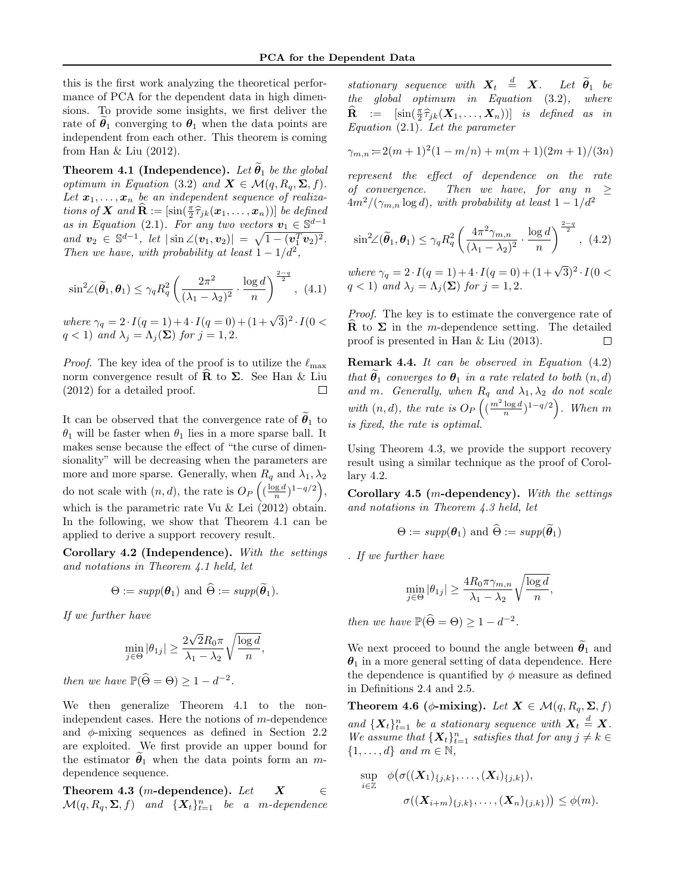this is the first work analyzing the theoretical performance of PCA for the dependent data in high dimensions. To provide some insights, we first deliver the rate of $\widetilde{\boldsymbol{\theta}}_1$ converging to $\boldsymbol{\theta}_1$ when the data points are independent from each other. This theorem is coming from Han & Liu (2012).

**Theorem 4.1 (Independence).** *Let $\widetilde{\boldsymbol{\theta}}_1$ be the global optimum in Equation (3.2) and $\boldsymbol{X} \in \mathcal{M}(q, R_q, \boldsymbol{\Sigma}, f)$. Let $\boldsymbol{x}_1, \ldots, \boldsymbol{x}_n$ be an independent sequence of realizations of $\boldsymbol{X}$ and $\widehat{\mathbf{R}} := [\sin(\frac{\pi}{2}\widehat{\tau}_{jk}(\boldsymbol{x}_1, \ldots, \boldsymbol{x}_n))]$ be defined as in Equation (2.1). For any two vectors $\boldsymbol{v}_1 \in \mathbb{S}^{d-1}$ and $\boldsymbol{v}_2 \in \mathbb{S}^{d-1}$, let $|\sin\angle(\boldsymbol{v}_1, \boldsymbol{v}_2)| = \sqrt{1 - (\boldsymbol{v}_1^T \boldsymbol{v}_2)^2}$. Then we have, with probability at least $1 - 1/d^2$,*

$$\sin^2\angle(\widetilde{\boldsymbol{\theta}}_1, \boldsymbol{\theta}_1) \le \gamma_q R_q^2 \left( \frac{2\pi^2}{(\lambda_1 - \lambda_2)^2} \cdot \frac{\log d}{n} \right)^{\frac{2-q}{2}}, \quad (4.1)$$

*where $\gamma_q = 2 \cdot I(q = 1) + 4 \cdot I(q = 0) + (1 + \sqrt{3})^2 \cdot I(0 < q < 1)$ and $\lambda_j = \Lambda_j(\boldsymbol{\Sigma})$ for $j = 1, 2$.*

*Proof.* The key idea of the proof is to utilize the $\ell_{\max}$ norm convergence result of $\widehat{\mathbf{R}}$ to $\boldsymbol{\Sigma}$. See Han & Liu (2012) for a detailed proof. □

It can be observed that the convergence rate of $\widetilde{\boldsymbol{\theta}}_1$ to $\theta_1$ will be faster when $\theta_1$ lies in a more sparse ball. It makes sense because the effect of "the curse of dimensionality" will be decreasing when the parameters are more and more sparse. Generally, when $R_q$ and $\lambda_1, \lambda_2$ do not scale with $(n, d)$, the rate is $O_P\left( (\frac{\log d}{n})^{1-q/2} \right)$, which is the parametric rate Vu & Lei (2012) obtain. In the following, we show that Theorem 4.1 can be applied to derive a support recovery result.

**Corollary 4.2 (Independence).** *With the settings and notations in Theorem 4.1 held, let*

$$\Theta := \mathit{supp}(\boldsymbol{\theta}_1) \text{ and } \widehat{\Theta} := \mathit{supp}(\widetilde{\boldsymbol{\theta}}_1).$$

*If we further have*

$$\min_{j \in \Theta} |\theta_{1j}| \ge \frac{2\sqrt{2} R_0 \pi}{\lambda_1 - \lambda_2} \sqrt{\frac{\log d}{n}},$$

*then we have $\mathbb{P}(\widehat{\Theta} = \Theta) \ge 1 - d^{-2}$.*

We then generalize Theorem 4.1 to the non-independent cases. Here the notions of $m$-dependence and $\phi$-mixing sequences as defined in Section 2.2 are exploited. We first provide an upper bound for the estimator $\widetilde{\boldsymbol{\theta}}_1$ when the data points form an $m$-dependence sequence.

**Theorem 4.3 ($m$-dependence).** *Let $\boldsymbol{X} \in \mathcal{M}(q, R_q, \boldsymbol{\Sigma}, f)$ and $\{\boldsymbol{X}_t\}_{t=1}^n$ be a $m$-dependence stationary sequence with $\boldsymbol{X}_t \overset{d}{=} \boldsymbol{X}$. Let $\widetilde{\boldsymbol{\theta}}_1$ be the global optimum in Equation (3.2), where $\widehat{\mathbf{R}} := [\sin(\frac{\pi}{2}\widehat{\tau}_{jk}(\boldsymbol{X}_1, \ldots, \boldsymbol{X}_n))]$ is defined as in Equation (2.1). Let the parameter*

$$\gamma_{m,n} := 2(m+1)^2(1 - m/n) + m(m+1)(2m+1)/(3n)$$

*represent the effect of dependence on the rate of convergence. Then we have, for any $n \ge 4m^2/(\gamma_{m,n} \log d)$, with probability at least $1 - 1/d^2$*

$$\sin^2\angle(\widetilde{\boldsymbol{\theta}}_1, \boldsymbol{\theta}_1) \le \gamma_q R_q^2 \left( \frac{4\pi^2 \gamma_{m,n}}{(\lambda_1 - \lambda_2)^2} \cdot \frac{\log d}{n} \right)^{\frac{2-q}{2}}, \quad (4.2)$$

*where $\gamma_q = 2 \cdot I(q = 1) + 4 \cdot I(q = 0) + (1 + \sqrt{3})^2 \cdot I(0 < q < 1)$ and $\lambda_j = \Lambda_j(\boldsymbol{\Sigma})$ for $j = 1, 2$.*

*Proof.* The key is to estimate the convergence rate of $\widehat{\mathbf{R}}$ to $\boldsymbol{\Sigma}$ in the $m$-dependence setting. The detailed proof is presented in Han & Liu (2013). □

**Remark 4.4.** *It can be observed in Equation (4.2) that $\widetilde{\boldsymbol{\theta}}_1$ converges to $\boldsymbol{\theta}_1$ in a rate related to both $(n, d)$ and $m$. Generally, when $R_q$ and $\lambda_1, \lambda_2$ do not scale with $(n, d)$, the rate is $O_P\left( (\frac{m^2 \log d}{n})^{1-q/2} \right)$. When $m$ is fixed, the rate is optimal.*

Using Theorem 4.3, we provide the support recovery result using a similar technique as the proof of Corollary 4.2.

**Corollary 4.5 ($m$-dependency).** *With the settings and notations in Theorem 4.3 held, let*

$$\Theta := \mathit{supp}(\boldsymbol{\theta}_1) \text{ and } \widehat{\Theta} := \mathit{supp}(\widetilde{\boldsymbol{\theta}}_1)$$

*. If we further have*

$$\min_{j \in \Theta} |\theta_{1j}| \ge \frac{4 R_0 \pi \gamma_{m,n}}{\lambda_1 - \lambda_2} \sqrt{\frac{\log d}{n}},$$

*then we have $\mathbb{P}(\widehat{\Theta} = \Theta) \ge 1 - d^{-2}$.*

We next proceed to bound the angle between $\widetilde{\boldsymbol{\theta}}_1$ and $\boldsymbol{\theta}_1$ in a more general setting of data dependence. Here the dependence is quantified by $\phi$ measure as defined in Definitions 2.4 and 2.5.

**Theorem 4.6 ($\phi$-mixing).** *Let $\boldsymbol{X} \in \mathcal{M}(q, R_q, \boldsymbol{\Sigma}, f)$ and $\{\boldsymbol{X}_t\}_{t=1}^n$ be a stationary sequence with $\boldsymbol{X}_t \overset{d}{=} \boldsymbol{X}$. We assume that $\{\boldsymbol{X}_t\}_{t=1}^n$ satisfies that for any $j \neq k \in \{1, \ldots, d\}$ and $m \in \mathbb{N}$,*

$$\sup_{i \in \mathbb{Z}} \phi\big(\sigma((\boldsymbol{X}_1)_{\{j,k\}}, \ldots, (\boldsymbol{X}_i)_{\{j,k\}}), \sigma((\boldsymbol{X}_{i+m})_{\{j,k\}}, \ldots, (\boldsymbol{X}_n)_{\{j,k\}})\big) \le \phi(m).$$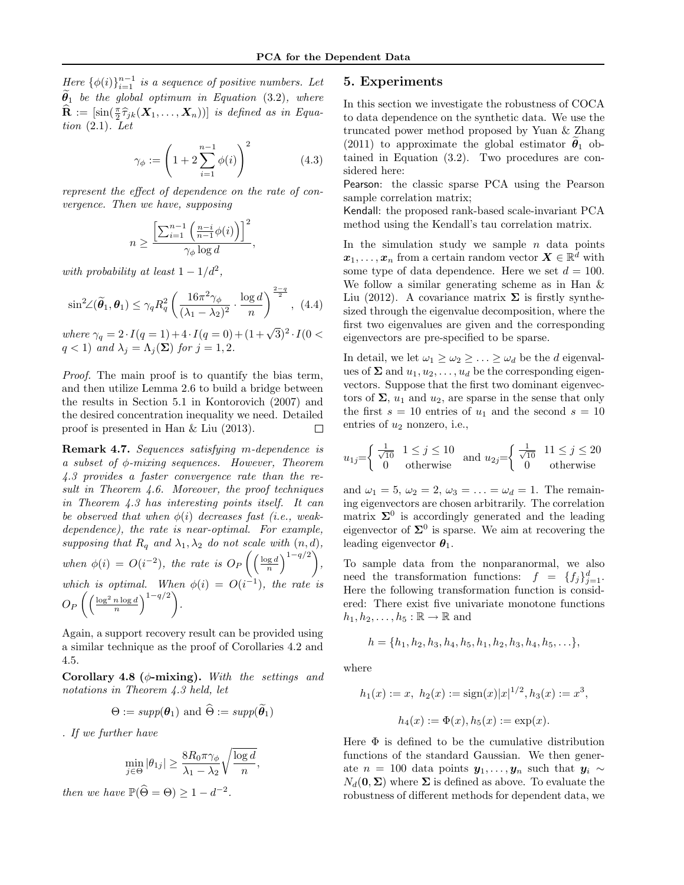*Here $\{\phi(i)\}_{i=1}^{n-1}$ is a sequence of positive numbers. Let $\widetilde{\boldsymbol{\theta}}_1$ be the global optimum in Equation (3.2), where $\widehat{\mathbf{R}} := [\sin(\frac{\pi}{2}\widehat{\tau}_{jk}(\boldsymbol{X}_1, \ldots, \boldsymbol{X}_n))]$ is defined as in Equation (2.1). Let*

$$\gamma_\phi := \left(1 + 2\sum_{i=1}^{n-1}\phi(i)\right)^2 \tag{4.3}$$

*represent the effect of dependence on the rate of convergence. Then we have, supposing*

$$n \geq \frac{\left[\sum_{i=1}^{n-1}\left(\frac{n-i}{n-1}\phi(i)\right)\right]^2}{\gamma_\phi \log d},$$

*with probability at least $1 - 1/d^2$,*

$$\sin^2\angle(\widetilde{\boldsymbol{\theta}}_1, \boldsymbol{\theta}_1) \leq \gamma_q R_q^2 \left(\frac{16\pi^2\gamma_\phi}{(\lambda_1 - \lambda_2)^2} \cdot \frac{\log d}{n}\right)^{\frac{2-q}{2}}, \tag{4.4}$$

*where $\gamma_q = 2 \cdot I(q=1) + 4 \cdot I(q=0) + (1+\sqrt{3})^2 \cdot I(0 < q < 1)$ and $\lambda_j = \Lambda_j(\boldsymbol{\Sigma})$ for $j = 1, 2$.*

*Proof.* The main proof is to quantify the bias term, and then utilize Lemma 2.6 to build a bridge between the results in Section 5.1 in Kontorovich (2007) and the desired concentration inequality we need. Detailed proof is presented in Han & Liu (2013). □

**Remark 4.7.** *Sequences satisfying m-dependence is a subset of $\phi$-mixing sequences. However, Theorem 4.3 provides a faster convergence rate than the result in Theorem 4.6. Moreover, the proof techniques in Theorem 4.3 has interesting points itself. It can be observed that when $\phi(i)$ decreases fast (i.e., weak-dependence), the rate is near-optimal. For example, supposing that $R_q$ and $\lambda_1, \lambda_2$ do not scale with $(n, d)$, when $\phi(i) = O(i^{-2})$, the rate is $O_P\left(\left(\frac{\log d}{n}\right)^{1-q/2}\right)$, which is optimal. When $\phi(i) = O(i^{-1})$, the rate is $O_P\left(\left(\frac{\log^2 n \log d}{n}\right)^{1-q/2}\right)$.*

Again, a support recovery result can be provided using a similar technique as the proof of Corollaries 4.2 and 4.5.

**Corollary 4.8 ($\phi$-mixing).** *With the settings and notations in Theorem 4.3 held, let*

$$\Theta := supp(\boldsymbol{\theta}_1) \text{ and } \widehat{\Theta} := supp(\widetilde{\boldsymbol{\theta}}_1)$$

*. If we further have*

$$\min_{j \in \Theta}|\theta_{1j}| \geq \frac{8R_0\pi\gamma_\phi}{\lambda_1 - \lambda_2}\sqrt{\frac{\log d}{n}},$$

*then we have $\mathbb{P}(\widehat{\Theta} = \Theta) \geq 1 - d^{-2}$.*

## 5. Experiments

In this section we investigate the robustness of COCA to data dependence on the synthetic data. We use the truncated power method proposed by Yuan & Zhang (2011) to approximate the global estimator $\widetilde{\boldsymbol{\theta}}_1$ obtained in Equation (3.2). Two procedures are considered here:

Pearson: the classic sparse PCA using the Pearson sample correlation matrix;

Kendall: the proposed rank-based scale-invariant PCA method using the Kendall's tau correlation matrix.

In the simulation study we sample $n$ data points $\boldsymbol{x}_1, \ldots, \boldsymbol{x}_n$ from a certain random vector $\boldsymbol{X} \in \mathbb{R}^d$ with some type of data dependence. Here we set $d = 100$. We follow a similar generating scheme as in Han & Liu (2012). A covariance matrix $\boldsymbol{\Sigma}$ is firstly synthesized through the eigenvalue decomposition, where the first two eigenvalues are given and the corresponding eigenvectors are pre-specified to be sparse.

In detail, we let $\omega_1 \geq \omega_2 \geq \ldots \geq \omega_d$ be the $d$ eigenvalues of $\boldsymbol{\Sigma}$ and $u_1, u_2, \ldots, u_d$ be the corresponding eigenvectors. Suppose that the first two dominant eigenvectors of $\boldsymbol{\Sigma}$, $u_1$ and $u_2$, are sparse in the sense that only the first $s = 10$ entries of $u_1$ and the second $s = 10$ entries of $u_2$ nonzero, i.e.,

$$u_{1j} = \begin{cases} \frac{1}{\sqrt{10}} & 1 \leq j \leq 10 \\ 0 & \text{otherwise} \end{cases} \text{ and } u_{2j} = \begin{cases} \frac{1}{\sqrt{10}} & 11 \leq j \leq 20 \\ 0 & \text{otherwise} \end{cases}$$

and $\omega_1 = 5$, $\omega_2 = 2$, $\omega_3 = \ldots = \omega_d = 1$. The remaining eigenvectors are chosen arbitrarily. The correlation matrix $\boldsymbol{\Sigma}^0$ is accordingly generated and the leading eigenvector of $\boldsymbol{\Sigma}^0$ is sparse. We aim at recovering the leading eigenvector $\boldsymbol{\theta}_1$.

To sample data from the nonparanormal, we also need the transformation functions: $f = \{f_j\}_{j=1}^d$. Here the following transformation function is considered: There exist five univariate monotone functions $h_1, h_2, \ldots, h_5 : \mathbb{R} \to \mathbb{R}$ and

$$h = \{h_1, h_2, h_3, h_4, h_5, h_1, h_2, h_3, h_4, h_5, \ldots\},$$

where

$$h_1(x) := x,\ h_2(x) := \text{sign}(x)|x|^{1/2}, h_3(x) := x^3,$$

$$h_4(x) := \Phi(x), h_5(x) := \exp(x).$$

Here $\Phi$ is defined to be the cumulative distribution functions of the standard Gaussian. We then generate $n = 100$ data points $\boldsymbol{y}_1, \ldots, \boldsymbol{y}_n$ such that $\boldsymbol{y}_i \sim N_d(\mathbf{0}, \boldsymbol{\Sigma})$ where $\boldsymbol{\Sigma}$ is defined as above. To evaluate the robustness of different methods for dependent data, we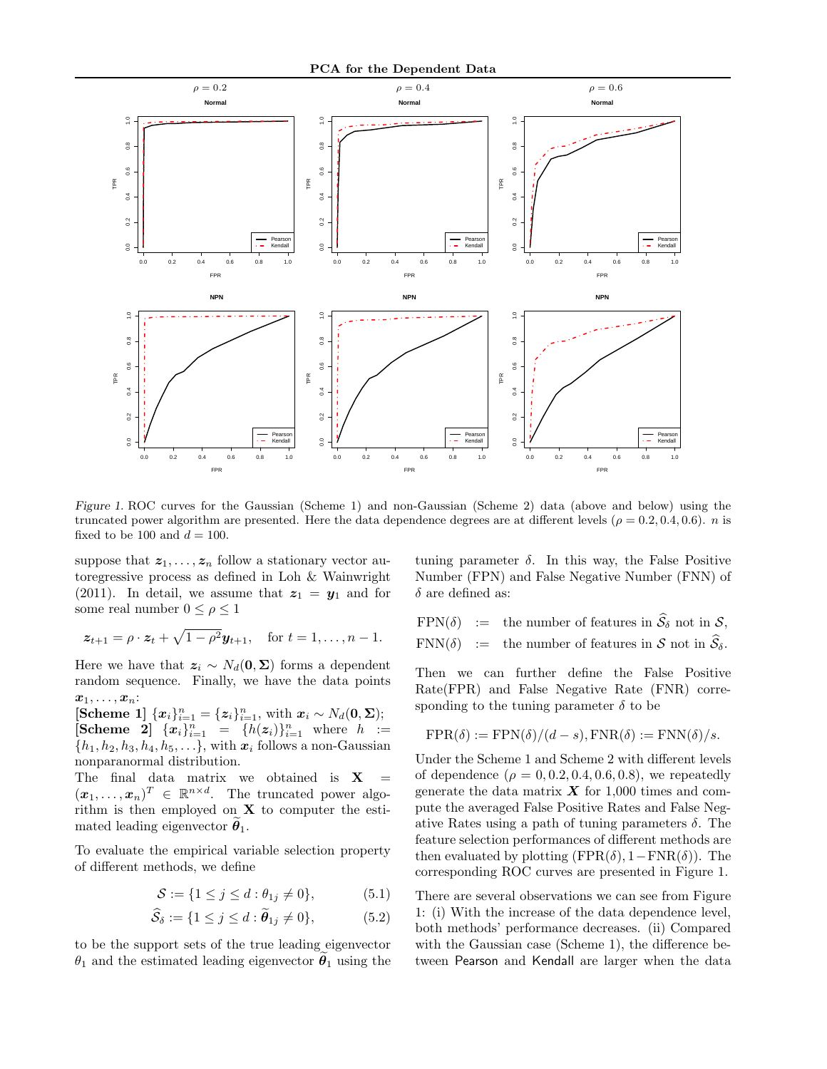*Figure 1.* ROC curves for the Gaussian (Scheme 1) and non-Gaussian (Scheme 2) data (above and below) using the truncated power algorithm are presented. Here the data dependence degrees are at different levels ($\rho = 0.2, 0.4, 0.6$). $n$ is fixed to be 100 and $d = 100$.

suppose that $\boldsymbol{z}_1, \ldots, \boldsymbol{z}_n$ follow a stationary vector autoregressive process as defined in Loh & Wainwright (2011). In detail, we assume that $\boldsymbol{z}_1 = \boldsymbol{y}_1$ and for some real number $0 \leq \rho \leq 1$

$$\boldsymbol{z}_{t+1} = \rho \cdot \boldsymbol{z}_t + \sqrt{1-\rho^2}\boldsymbol{y}_{t+1}, \quad \text{for } t = 1, \ldots, n-1.$$

Here we have that $\boldsymbol{z}_i \sim N_d(\mathbf{0}, \boldsymbol{\Sigma})$ forms a dependent random sequence. Finally, we have the data points $\boldsymbol{x}_1, \ldots, \boldsymbol{x}_n$:

**[Scheme 1]** $\{\boldsymbol{x}_i\}_{i=1}^n = \{\boldsymbol{z}_i\}_{i=1}^n$, with $\boldsymbol{x}_i \sim N_d(\mathbf{0}, \boldsymbol{\Sigma})$;

**[Scheme 2]** $\{\boldsymbol{x}_i\}_{i=1}^n = \{h(\boldsymbol{z}_i)\}_{i=1}^n$ where $h := \{h_1, h_2, h_3, h_4, h_5, \ldots\}$, with $\boldsymbol{x}_i$ follows a non-Gaussian nonparanormal distribution.

The final data matrix we obtained is $\mathbf{X} = (\boldsymbol{x}_1, \ldots, \boldsymbol{x}_n)^T \in \mathbb{R}^{n \times d}$. The truncated power algorithm is then employed on $\mathbf{X}$ to computer the estimated leading eigenvector $\widetilde{\boldsymbol{\theta}}_1$.

To evaluate the empirical variable selection property of different methods, we define

$$\mathcal{S} := \{1 \leq j \leq d : \theta_{1j} \neq 0\}, \tag{5.1}$$

$$\widehat{\mathcal{S}}_\delta := \{1 \leq j \leq d : \widetilde{\boldsymbol{\theta}}_{1j} \neq 0\}, \tag{5.2}$$

to be the support sets of the true leading eigenvector $\theta_1$ and the estimated leading eigenvector $\widetilde{\boldsymbol{\theta}}_1$ using the tuning parameter $\delta$. In this way, the False Positive Number (FPN) and False Negative Number (FNN) of $\delta$ are defined as:

$$\begin{aligned}
\text{FPN}(\delta) &:= \text{ the number of features in } \widehat{\mathcal{S}}_\delta \text{ not in } \mathcal{S}, \\
\text{FNN}(\delta) &:= \text{ the number of features in } \mathcal{S} \text{ not in } \widehat{\mathcal{S}}_\delta.
\end{aligned}$$

Then we can further define the False Positive Rate(FPR) and False Negative Rate (FNR) corresponding to the tuning parameter $\delta$ to be

$$\text{FPR}(\delta) := \text{FPN}(\delta)/(d-s), \text{FNR}(\delta) := \text{FNN}(\delta)/s.$$

Under the Scheme 1 and Scheme 2 with different levels of dependence ($\rho = 0, 0.2, 0.4, 0.6, 0.8$), we repeatedly generate the data matrix $\boldsymbol{X}$ for 1,000 times and compute the averaged False Positive Rates and False Negative Rates using a path of tuning parameters $\delta$. The feature selection performances of different methods are then evaluated by plotting $(\text{FPR}(\delta), 1-\text{FNR}(\delta))$. The corresponding ROC curves are presented in Figure 1.

There are several observations we can see from Figure 1: (i) With the increase of the data dependence level, both methods' performance decreases. (ii) Compared with the Gaussian case (Scheme 1), the difference between Pearson and Kendall are larger when the data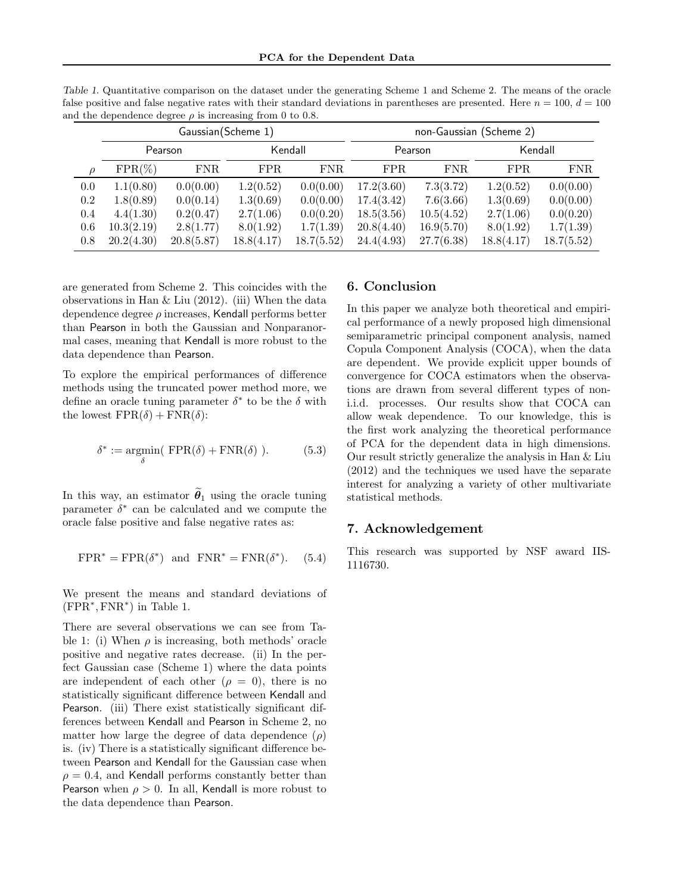*Table 1.* Quantitative comparison on the dataset under the generating Scheme 1 and Scheme 2. The means of the oracle false positive and false negative rates with their standard deviations in parentheses are presented. Here $n = 100$, $d = 100$ and the dependence degree $\rho$ is increasing from 0 to 0.8.

| | Gaussian(Scheme 1) | | | | non-Gaussian (Scheme 2) | | | |
|---|---|---|---|---|---|---|---|---|
| | Pearson | | Kendall | | Pearson | | Kendall | |
| $\rho$ | FPR(%) | FNR | FPR | FNR | FPR | FNR | FPR | FNR |
| 0.0 | 1.1(0.80) | 0.0(0.00) | 1.2(0.52) | 0.0(0.00) | 17.2(3.60) | 7.3(3.72) | 1.2(0.52) | 0.0(0.00) |
| 0.2 | 1.8(0.89) | 0.0(0.14) | 1.3(0.69) | 0.0(0.00) | 17.4(3.42) | 7.6(3.66) | 1.3(0.69) | 0.0(0.00) |
| 0.4 | 4.4(1.30) | 0.2(0.47) | 2.7(1.06) | 0.0(0.20) | 18.5(3.56) | 10.5(4.52) | 2.7(1.06) | 0.0(0.20) |
| 0.6 | 10.3(2.19) | 2.8(1.77) | 8.0(1.92) | 1.7(1.39) | 20.8(4.40) | 16.9(5.70) | 8.0(1.92) | 1.7(1.39) |
| 0.8 | 20.2(4.30) | 20.8(5.87) | 18.8(4.17) | 18.7(5.52) | 24.4(4.93) | 27.7(6.38) | 18.8(4.17) | 18.7(5.52) |

are generated from Scheme 2. This coincides with the observations in Han & Liu (2012). (iii) When the data dependence degree $\rho$ increases, Kendall performs better than Pearson in both the Gaussian and Nonparanormal cases, meaning that Kendall is more robust to the data dependence than Pearson.

To explore the empirical performances of difference methods using the truncated power method more, we define an oracle tuning parameter $\delta^*$ to be the $\delta$ with the lowest $\mathrm{FPR}(\delta) + \mathrm{FNR}(\delta)$:

$$\delta^* := \operatorname*{argmin}_{\delta}( \mathrm{FPR}(\delta) + \mathrm{FNR}(\delta) ). \tag{5.3}$$

In this way, an estimator $\widetilde{\boldsymbol{\theta}}_1$ using the oracle tuning parameter $\delta^*$ can be calculated and we compute the oracle false positive and false negative rates as:

$$\mathrm{FPR}^* = \mathrm{FPR}(\delta^*) \quad \text{and} \quad \mathrm{FNR}^* = \mathrm{FNR}(\delta^*). \tag{5.4}$$

We present the means and standard deviations of $(\mathrm{FPR}^*, \mathrm{FNR}^*)$ in Table 1.

There are several observations we can see from Table 1: (i) When $\rho$ is increasing, both methods' oracle positive and negative rates decrease. (ii) In the perfect Gaussian case (Scheme 1) where the data points are independent of each other ($\rho = 0$), there is no statistically significant difference between Kendall and Pearson. (iii) There exist statistically significant differences between Kendall and Pearson in Scheme 2, no matter how large the degree of data dependence ($\rho$) is. (iv) There is a statistically significant difference between Pearson and Kendall for the Gaussian case when $\rho = 0.4$, and Kendall performs constantly better than Pearson when $\rho > 0$. In all, Kendall is more robust to the data dependence than Pearson.

## 6. Conclusion

In this paper we analyze both theoretical and empirical performance of a newly proposed high dimensional semiparametric principal component analysis, named Copula Component Analysis (COCA), when the data are dependent. We provide explicit upper bounds of convergence for COCA estimators when the observations are drawn from several different types of non-i.i.d. processes. Our results show that COCA can allow weak dependence. To our knowledge, this is the first work analyzing the theoretical performance of PCA for the dependent data in high dimensions. Our result strictly generalize the analysis in Han & Liu (2012) and the techniques we used have the separate interest for analyzing a variety of other multivariate statistical methods.

## 7. Acknowledgement

This research was supported by NSF award IIS-1116730.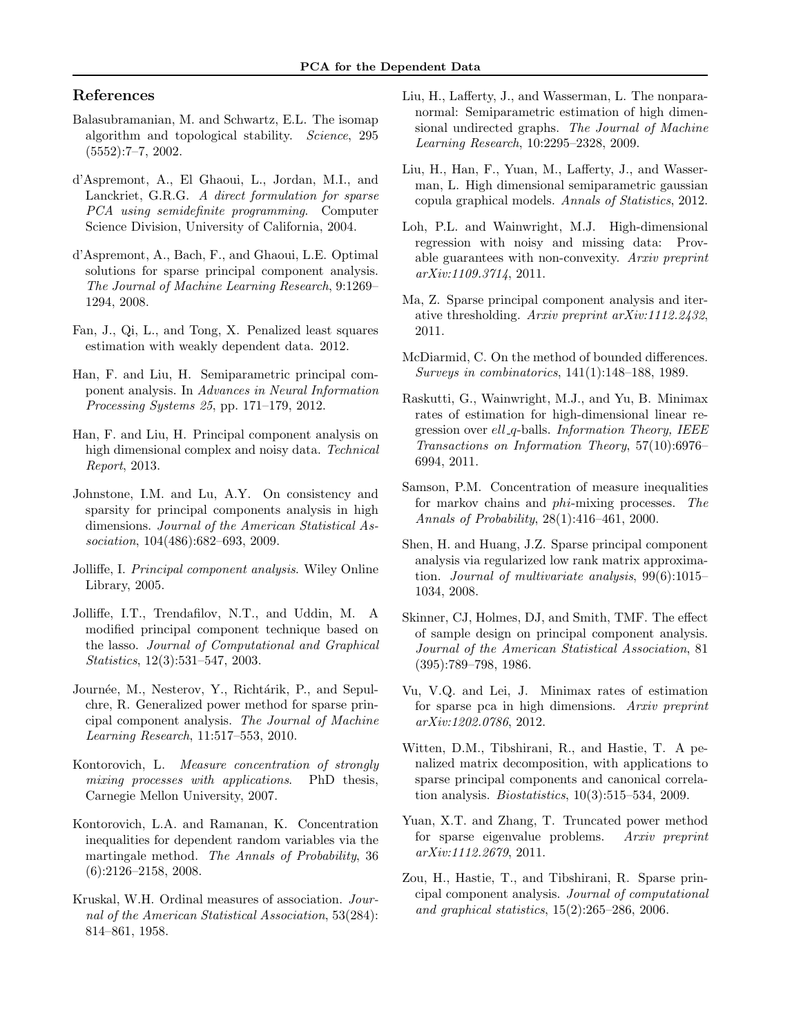## References

Balasubramanian, M. and Schwartz, E.L. The isomap algorithm and topological stability. *Science*, 295 (5552):7–7, 2002.

d'Aspremont, A., El Ghaoui, L., Jordan, M.I., and Lanckriet, G.R.G. *A direct formulation for sparse PCA using semidefinite programming*. Computer Science Division, University of California, 2004.

d'Aspremont, A., Bach, F., and Ghaoui, L.E. Optimal solutions for sparse principal component analysis. *The Journal of Machine Learning Research*, 9:1269–1294, 2008.

Fan, J., Qi, L., and Tong, X. Penalized least squares estimation with weakly dependent data. 2012.

Han, F. and Liu, H. Semiparametric principal component analysis. In *Advances in Neural Information Processing Systems 25*, pp. 171–179, 2012.

Han, F. and Liu, H. Principal component analysis on high dimensional complex and noisy data. *Technical Report*, 2013.

Johnstone, I.M. and Lu, A.Y. On consistency and sparsity for principal components analysis in high dimensions. *Journal of the American Statistical Association*, 104(486):682–693, 2009.

Jolliffe, I. *Principal component analysis*. Wiley Online Library, 2005.

Jolliffe, I.T., Trendafilov, N.T., and Uddin, M. A modified principal component technique based on the lasso. *Journal of Computational and Graphical Statistics*, 12(3):531–547, 2003.

Journée, M., Nesterov, Y., Richtárik, P., and Sepulchre, R. Generalized power method for sparse principal component analysis. *The Journal of Machine Learning Research*, 11:517–553, 2010.

Kontorovich, L. *Measure concentration of strongly mixing processes with applications*. PhD thesis, Carnegie Mellon University, 2007.

Kontorovich, L.A. and Ramanan, K. Concentration inequalities for dependent random variables via the martingale method. *The Annals of Probability*, 36 (6):2126–2158, 2008.

Kruskal, W.H. Ordinal measures of association. *Journal of the American Statistical Association*, 53(284): 814–861, 1958.

Liu, H., Lafferty, J., and Wasserman, L. The nonparanormal: Semiparametric estimation of high dimensional undirected graphs. *The Journal of Machine Learning Research*, 10:2295–2328, 2009.

Liu, H., Han, F., Yuan, M., Lafferty, J., and Wasserman, L. High dimensional semiparametric gaussian copula graphical models. *Annals of Statistics*, 2012.

Loh, P.L. and Wainwright, M.J. High-dimensional regression with noisy and missing data: Provable guarantees with non-convexity. *Arxiv preprint arXiv:1109.3714*, 2011.

Ma, Z. Sparse principal component analysis and iterative thresholding. *Arxiv preprint arXiv:1112.2432*, 2011.

McDiarmid, C. On the method of bounded differences. *Surveys in combinatorics*, 141(1):148–188, 1989.

Raskutti, G., Wainwright, M.J., and Yu, B. Minimax rates of estimation for high-dimensional linear regression over *ell_q*-balls. *Information Theory, IEEE Transactions on Information Theory*, 57(10):6976–6994, 2011.

Samson, P.M. Concentration of measure inequalities for markov chains and *phi*-mixing processes. *The Annals of Probability*, 28(1):416–461, 2000.

Shen, H. and Huang, J.Z. Sparse principal component analysis via regularized low rank matrix approximation. *Journal of multivariate analysis*, 99(6):1015–1034, 2008.

Skinner, CJ, Holmes, DJ, and Smith, TMF. The effect of sample design on principal component analysis. *Journal of the American Statistical Association*, 81 (395):789–798, 1986.

Vu, V.Q. and Lei, J. Minimax rates of estimation for sparse pca in high dimensions. *Arxiv preprint arXiv:1202.0786*, 2012.

Witten, D.M., Tibshirani, R., and Hastie, T. A penalized matrix decomposition, with applications to sparse principal components and canonical correlation analysis. *Biostatistics*, 10(3):515–534, 2009.

Yuan, X.T. and Zhang, T. Truncated power method for sparse eigenvalue problems. *Arxiv preprint arXiv:1112.2679*, 2011.

Zou, H., Hastie, T., and Tibshirani, R. Sparse principal component analysis. *Journal of computational and graphical statistics*, 15(2):265–286, 2006.